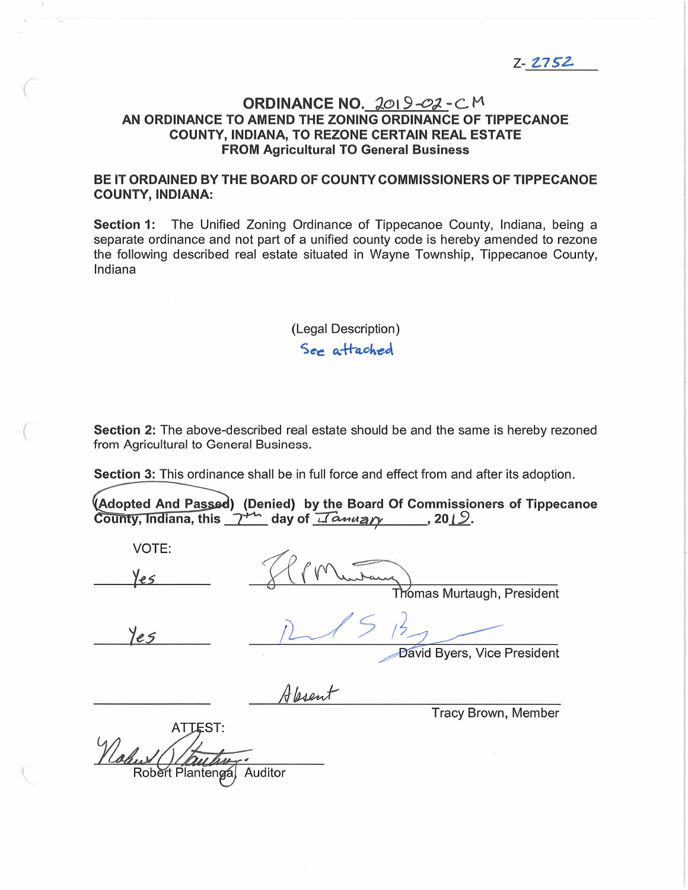Z- 2752

# ORDINANCE NO. 2019-02-CM

## AN ORDINANCE TO AMEND THE ZONING ORDINANCE OF TIPPECANOE COUNTY, INDIANA, TO REZONE CERTAIN REAL ESTATE FROM Agricultural TO General Business

**BE IT ORDAINED BY THE BOARD OF COUNTY COMMISSIONERS OF TIPPECANOE COUNTY, INDIANA:**

**Section 1:** The Unified Zoning Ordinance of Tippecanoe County, Indiana, being a separate ordinance and not part of a unified county code is hereby amended to rezone the following described real estate situated in Wayne Township, Tippecanoe County, Indiana

(Legal Description)

See attached

**Section 2:** The above-described real estate should be and the same is hereby rezoned from Agricultural to General Business.

**Section 3:** This ordinance shall be in full force and effect from and after its adoption.

**(Adopted And Passed) (Denied) by the Board Of Commissioners of Tippecanoe County, Indiana, this 7th day of January, 2019.**

VOTE:

| Vote | Signature |
|---|---|
| Yes | Thomas Murtaugh, President |
| Yes | David Byers, Vice President |
| | Absent — Tracy Brown, Member |

ATTEST:

Robert Plantenga, Auditor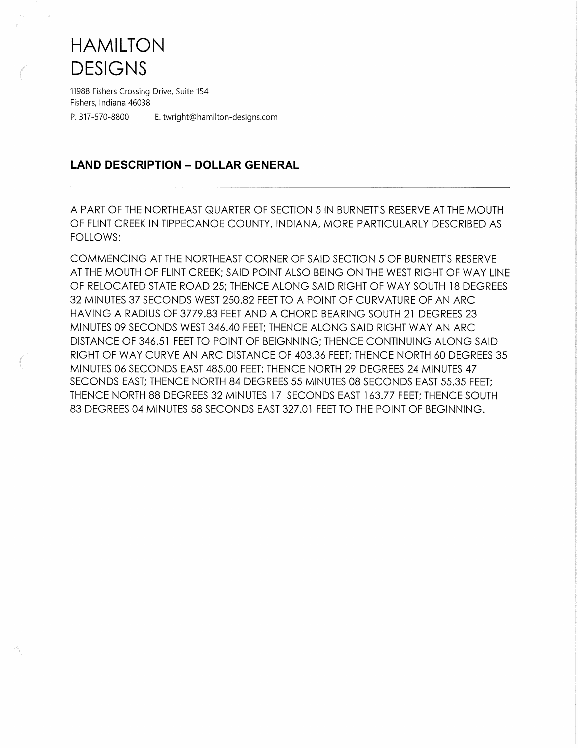# HAMILTON DESIGNS

11988 Fishers Crossing Drive, Suite 154
Fishers, Indiana 46038
P. 317-570-8800 E. twright@hamilton-designs.com

## LAND DESCRIPTION – DOLLAR GENERAL

A PART OF THE NORTHEAST QUARTER OF SECTION 5 IN BURNETT'S RESERVE AT THE MOUTH OF FLINT CREEK IN TIPPECANOE COUNTY, INDIANA, MORE PARTICULARLY DESCRIBED AS FOLLOWS:

COMMENCING AT THE NORTHEAST CORNER OF SAID SECTION 5 OF BURNETT'S RESERVE AT THE MOUTH OF FLINT CREEK; SAID POINT ALSO BEING ON THE WEST RIGHT OF WAY LINE OF RELOCATED STATE ROAD 25; THENCE ALONG SAID RIGHT OF WAY SOUTH 18 DEGREES 32 MINUTES 37 SECONDS WEST 250.82 FEET TO A POINT OF CURVATURE OF AN ARC HAVING A RADIUS OF 3779.83 FEET AND A CHORD BEARING SOUTH 21 DEGREES 23 MINUTES 09 SECONDS WEST 346.40 FEET; THENCE ALONG SAID RIGHT WAY AN ARC DISTANCE OF 346.51 FEET TO POINT OF BEIGNNING; THENCE CONTINUING ALONG SAID RIGHT OF WAY CURVE AN ARC DISTANCE OF 403.36 FEET; THENCE NORTH 60 DEGREES 35 MINUTES 06 SECONDS EAST 485.00 FEET; THENCE NORTH 29 DEGREES 24 MINUTES 47 SECONDS EAST; THENCE NORTH 84 DEGREES 55 MINUTES 08 SECONDS EAST 55.35 FEET; THENCE NORTH 88 DEGREES 32 MINUTES 17 SECONDS EAST 163.77 FEET; THENCE SOUTH 83 DEGREES 04 MINUTES 58 SECONDS EAST 327.01 FEET TO THE POINT OF BEGINNING.